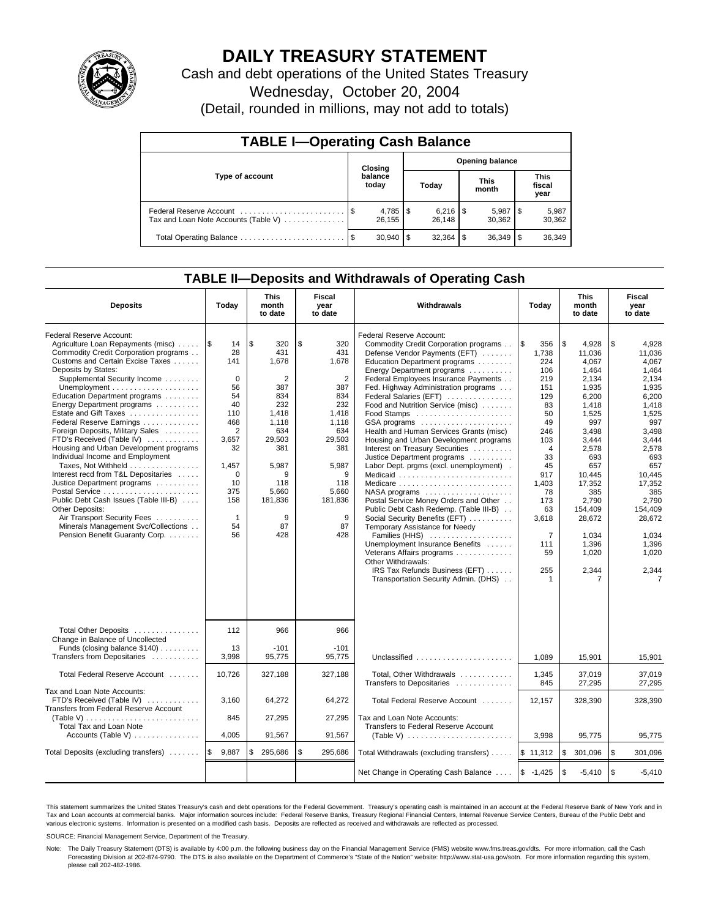# DAILY TREASURY STATEMENT

Cash and debt operations of the United States Treasury

Wednesday, October 20, 2004

(Detail, rounded in millions, may not add to totals)

## TABLE I—Operating Cash Balance

| Type of account | Closing balance today | Opening balance Today | Opening balance This month | Opening balance This fiscal year |
|---|---|---|---|---|
| Federal Reserve Account | $ 4,785 | $ 6,216 | $ 5,987 | $ 5,987 |
| Tax and Loan Note Accounts (Table V) | 26,155 | 26,148 | 30,362 | 30,362 |
| Total Operating Balance | $ 30,940 | $ 32,364 | $ 36,349 | $ 36,349 |

## TABLE II—Deposits and Withdrawals of Operating Cash

| Deposits | Today | This month to date | Fiscal year to date | Withdrawals | Today | This month to date | Fiscal year to date |
|---|---|---|---|---|---|---|---|
| Federal Reserve Account: | | | | Federal Reserve Account: | | | |
| Agriculture Loan Repayments (misc) | $ 14 | $ 320 | $ 320 | Commodity Credit Corporation programs | $ 356 | $ 4,928 | $ 4,928 |
| Commodity Credit Corporation programs | 28 | 431 | 431 | Defense Vendor Payments (EFT) | 1,738 | 11,036 | 11,036 |
| Customs and Certain Excise Taxes | 141 | 1,678 | 1,678 | Education Department programs | 224 | 4,067 | 4,067 |
| Deposits by States: | | | | Energy Department programs | 106 | 1,464 | 1,464 |
| Supplemental Security Income | 0 | 2 | 2 | Federal Employees Insurance Payments | 219 | 2,134 | 2,134 |
| Unemployment | 56 | 387 | 387 | Fed. Highway Administration programs | 151 | 1,935 | 1,935 |
| Education Department programs | 54 | 834 | 834 | Federal Salaries (EFT) | 129 | 6,200 | 6,200 |
| Energy Department programs | 40 | 232 | 232 | Food and Nutrition Service (misc) | 83 | 1,418 | 1,418 |
| Estate and Gift Taxes | 110 | 1,418 | 1,418 | Food Stamps | 50 | 1,525 | 1,525 |
| Federal Reserve Earnings | 468 | 1,118 | 1,118 | GSA programs | 49 | 997 | 997 |
| Foreign Deposits, Military Sales | 2 | 634 | 634 | Health and Human Services Grants (misc) | 246 | 3,498 | 3,498 |
| FTD's Received (Table IV) | 3,657 | 29,503 | 29,503 | Housing and Urban Development programs | 103 | 3,444 | 3,444 |
| Housing and Urban Development programs | 32 | 381 | 381 | Interest on Treasury Securities | 4 | 2,578 | 2,578 |
| Individual Income and Employment | | | | Justice Department programs | 33 | 693 | 693 |
| Taxes, Not Withheld | 1,457 | 5,987 | 5,987 | Labor Dept. prgms (excl. unemployment) | 45 | 657 | 657 |
| Interest recd from T&L Depositaries | 0 | 9 | 9 | Medicaid | 917 | 10,445 | 10,445 |
| Justice Department programs | 10 | 118 | 118 | Medicare | 1,403 | 17,352 | 17,352 |
| Postal Service | 375 | 5,660 | 5,660 | NASA programs | 78 | 385 | 385 |
| Public Debt Cash Issues (Table III-B) | 158 | 181,836 | 181,836 | Postal Service Money Orders and Other | 173 | 2,790 | 2,790 |
| Other Deposits: | | | | Public Debt Cash Redemp. (Table III-B) | 63 | 154,409 | 154,409 |
| Air Transport Security Fees | 1 | 9 | 9 | Social Security Benefits (EFT) | 3,618 | 28,672 | 28,672 |
| Minerals Management Svc/Collections | 54 | 87 | 87 | Temporary Assistance for Needy | | | |
| Pension Benefit Guaranty Corp. | 56 | 428 | 428 | Families (HHS) | 7 | 1,034 | 1,034 |
| | | | | Unemployment Insurance Benefits | 111 | 1,396 | 1,396 |
| | | | | Veterans Affairs programs | 59 | 1,020 | 1,020 |
| | | | | Other Withdrawals: | | | |
| | | | | IRS Tax Refunds Business (EFT) | 255 | 2,344 | 2,344 |
| | | | | Transportation Security Admin. (DHS) | 1 | 7 | 7 |
| Total Other Deposits | 112 | 966 | 966 | | | | |
| Change in Balance of Uncollected Funds (closing balance $140) | 13 | -101 | -101 | | | | |
| Transfers from Depositaries | 3,998 | 95,775 | 95,775 | Unclassified | 1,089 | 15,901 | 15,901 |
| Total Federal Reserve Account | 10,726 | 327,188 | 327,188 | Total, Other Withdrawals | 1,345 | 37,019 | 37,019 |
| | | | | Transfers to Depositaries | 845 | 27,295 | 27,295 |
| Tax and Loan Note Accounts: | | | | | | | |
| FTD's Received (Table IV) | 3,160 | 64,272 | 64,272 | Total Federal Reserve Account | 12,157 | 328,390 | 328,390 |
| Transfers from Federal Reserve Account (Table V) | 845 | 27,295 | 27,295 | Tax and Loan Note Accounts: | | | |
| Total Tax and Loan Note Accounts (Table V) | 4,005 | 91,567 | 91,567 | Transfers to Federal Reserve Account (Table V) | 3,998 | 95,775 | 95,775 |
| Total Deposits (excluding transfers) | $ 9,887 | $ 295,686 | $ 295,686 | Total Withdrawals (excluding transfers) | $ 11,312 | $ 301,096 | $ 301,096 |
| | | | | Net Change in Operating Cash Balance | $ -1,425 | $ -5,410 | $ -5,410 |

This statement summarizes the United States Treasury's cash and debt operations for the Federal Government. Treasury's operating cash is maintained in an account at the Federal Reserve Bank of New York and in Tax and Loan accounts at commercial banks. Major information sources include: Federal Reserve Banks, Treasury Regional Financial Centers, Internal Revenue Service Centers, Bureau of the Public Debt and various electronic systems. Information is presented on a modified cash basis. Deposits are reflected as received and withdrawals are reflected as processed.

SOURCE: Financial Management Service, Department of the Treasury.

Note: The Daily Treasury Statement (DTS) is available by 4:00 p.m. the following business day on the Financial Management Service (FMS) website www.fms.treas.gov/dts. For more information, call the Cash Forecasting Division at 202-874-9790. The DTS is also available on the Department of Commerce's "State of the Nation" website: http://www.stat-usa.gov/sotn. For more information regarding this system, please call 202-482-1986.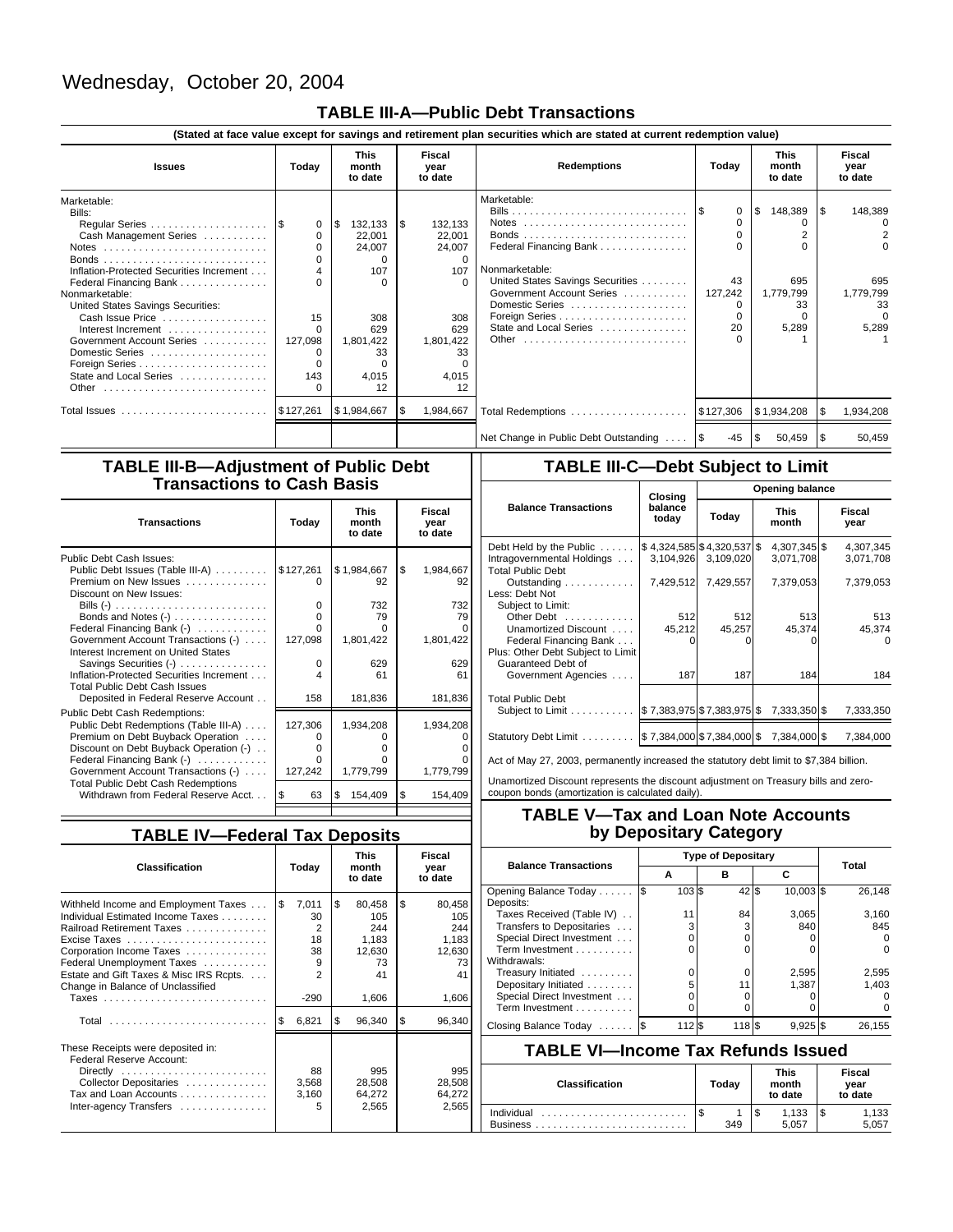Wednesday, October 20, 2004

## TABLE III-A—Public Debt Transactions

(Stated at face value except for savings and retirement plan securities which are stated at current redemption value)

| Issues | Today | This month to date | Fiscal year to date |
|---|---|---|---|
| Marketable: | | | |
| Bills: | | | |
| Regular Series | $ 0 | $ 132,133 | $ 132,133 |
| Cash Management Series | 0 | 22,001 | 22,001 |
| Notes | 0 | 24,007 | 24,007 |
| Bonds | 0 | 0 | 0 |
| Inflation-Protected Securities Increment | 4 | 107 | 107 |
| Federal Financing Bank | 0 | 0 | 0 |
| Nonmarketable: | | | |
| United States Savings Securities: | | | |
| Cash Issue Price | 15 | 308 | 308 |
| Interest Increment | 0 | 629 | 629 |
| Government Account Series | 127,098 | 1,801,422 | 1,801,422 |
| Domestic Series | 0 | 33 | 33 |
| Foreign Series | 0 | 0 | 0 |
| State and Local Series | 143 | 4,015 | 4,015 |
| Other | 0 | 12 | 12 |
| Total Issues | $127,261 | $1,984,667 | $ 1,984,667 |

| Redemptions | Today | This month to date | Fiscal year to date |
|---|---|---|---|
| Marketable: | | | |
| Bills | $ 0 | $ 148,389 | $ 148,389 |
| Notes | 0 | 0 | 0 |
| Bonds | 0 | 2 | 2 |
| Federal Financing Bank | 0 | 0 | 0 |
| Nonmarketable: | | | |
| United States Savings Securities | 43 | 695 | 695 |
| Government Account Series | 127,242 | 1,779,799 | 1,779,799 |
| Domestic Series | 0 | 33 | 33 |
| Foreign Series | 0 | 0 | 0 |
| State and Local Series | 20 | 5,289 | 5,289 |
| Other | 0 | 1 | 1 |
| Total Redemptions | $127,306 | $1,934,208 | $ 1,934,208 |
| Net Change in Public Debt Outstanding | $ -45 | $ 50,459 | $ 50,459 |

## TABLE III-B—Adjustment of Public Debt Transactions to Cash Basis

| Transactions | Today | This month to date | Fiscal year to date |
|---|---|---|---|
| Public Debt Cash Issues: | | | |
| Public Debt Issues (Table III-A) | $127,261 | $1,984,667 | $ 1,984,667 |
| Premium on New Issues | 0 | 92 | 92 |
| Discount on New Issues: | | | |
| Bills (-) | 0 | 732 | 732 |
| Bonds and Notes (-) | 0 | 79 | 79 |
| Federal Financing Bank (-) | 0 | 0 | 0 |
| Government Account Transactions (-) | 127,098 | 1,801,422 | 1,801,422 |
| Interest Increment on United States Savings Securities (-) | 0 | 629 | 629 |
| Inflation-Protected Securities Increment | 4 | 61 | 61 |
| Total Public Debt Cash Issues Deposited in Federal Reserve Account | 158 | 181,836 | 181,836 |
| Public Debt Cash Redemptions: | | | |
| Public Debt Redemptions (Table III-A) | 127,306 | 1,934,208 | 1,934,208 |
| Premium on Debt Buyback Operation | 0 | 0 | 0 |
| Discount on Debt Buyback Operation (-) | 0 | 0 | 0 |
| Federal Financing Bank (-) | 0 | 0 | 0 |
| Government Account Transactions (-) | 127,242 | 1,779,799 | 1,779,799 |
| Total Public Debt Cash Redemptions Withdrawn from Federal Reserve Acct. | $ 63 | $ 154,409 | $ 154,409 |

## TABLE III-C—Debt Subject to Limit

| Balance Transactions | Closing balance today | Opening balance Today | Opening balance This month | Opening balance Fiscal year |
|---|---|---|---|---|
| Debt Held by the Public | $ 4,324,585 | $ 4,320,537 | $ 4,307,345 | $ 4,307,345 |
| Intragovernmental Holdings | 3,104,926 | 3,109,020 | 3,071,708 | 3,071,708 |
| Total Public Debt Outstanding | 7,429,512 | 7,429,557 | 7,379,053 | 7,379,053 |
| Less: Debt Not Subject to Limit: | | | | |
| Other Debt | 512 | 512 | 513 | 513 |
| Unamortized Discount | 45,212 | 45,257 | 45,374 | 45,374 |
| Federal Financing Bank | 0 | 0 | 0 | 0 |
| Plus: Other Debt Subject to Limit Guaranteed Debt of Government Agencies | 187 | 187 | 184 | 184 |
| Total Public Debt Subject to Limit | $ 7,383,975 | $ 7,383,975 | $ 7,333,350 | $ 7,333,350 |
| Statutory Debt Limit | $ 7,384,000 | $ 7,384,000 | $ 7,384,000 | $ 7,384,000 |

Act of May 27, 2003, permanently increased the statutory debt limit to $7,384 billion.

Unamortized Discount represents the discount adjustment on Treasury bills and zero-coupon bonds (amortization is calculated daily).

## TABLE IV—Federal Tax Deposits

| Classification | Today | This month to date | Fiscal year to date |
|---|---|---|---|
| Withheld Income and Employment Taxes | $ 7,011 | $ 80,458 | $ 80,458 |
| Individual Estimated Income Taxes | 30 | 105 | 105 |
| Railroad Retirement Taxes | 2 | 244 | 244 |
| Excise Taxes | 18 | 1,183 | 1,183 |
| Corporation Income Taxes | 38 | 12,630 | 12,630 |
| Federal Unemployment Taxes | 9 | 73 | 73 |
| Estate and Gift Taxes & Misc IRS Rcpts. | 2 | 41 | 41 |
| Change in Balance of Unclassified Taxes | -290 | 1,606 | 1,606 |
| Total | $ 6,821 | $ 96,340 | $ 96,340 |
| These Receipts were deposited in: | | | |
| Federal Reserve Account: | | | |
| Directly | 88 | 995 | 995 |
| Collector Depositaries | 3,568 | 28,508 | 28,508 |
| Tax and Loan Accounts | 3,160 | 64,272 | 64,272 |
| Inter-agency Transfers | 5 | 2,565 | 2,565 |

## TABLE V—Tax and Loan Note Accounts by Depositary Category

| Balance Transactions | Type of Depositary A | B | C | Total |
|---|---|---|---|---|
| Opening Balance Today | $ 103 | $ 42 | $ 10,003 | $ 26,148 |
| Deposits: | | | | |
| Taxes Received (Table IV) | 11 | 84 | 3,065 | 3,160 |
| Transfers to Depositaries | 3 | 3 | 840 | 845 |
| Special Direct Investment | 0 | 0 | 0 | 0 |
| Term Investment | 0 | 0 | 0 | 0 |
| Withdrawals: | | | | |
| Treasury Initiated | 0 | 0 | 2,595 | 2,595 |
| Depositary Initiated | 5 | 11 | 1,387 | 1,403 |
| Special Direct Investment | 0 | 0 | 0 | 0 |
| Term Investment | 0 | 0 | 0 | 0 |
| Closing Balance Today | $ 112 | $ 118 | $ 9,925 | $ 26,155 |

## TABLE VI—Income Tax Refunds Issued

| Classification | Today | This month to date | Fiscal year to date |
|---|---|---|---|
| Individual | $ 1 | $ 1,133 | $ 1,133 |
| Business | 349 | 5,057 | 5,057 |